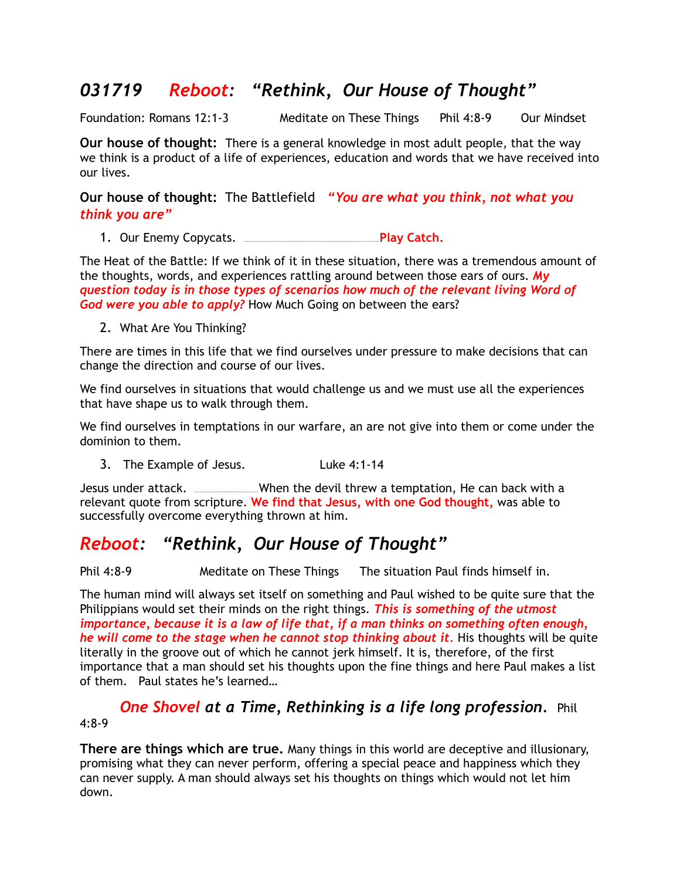# *031719 Reboot: "Rethink, Our House of Thought"*

Foundation: Romans 12:1-3 Meditate on These Things Phil 4:8-9 Our Mindset

**Our house of thought:** There is a general knowledge in most adult people, that the way we think is a product of a life of experiences, education and words that we have received into our lives.

**Our house of thought:** The Battlefield ***"You are what you think, not what you think you are"***

1. Our Enemy Copycats. ______________ **Play Catch.**

The Heat of the Battle: If we think of it in these situation, there was a tremendous amount of the thoughts, words, and experiences rattling around between those ears of ours. ***My question today is in those types of scenarios how much of the relevant living Word of God were you able to apply?*** How Much Going on between the ears?

2. What Are You Thinking?

There are times in this life that we find ourselves under pressure to make decisions that can change the direction and course of our lives.

We find ourselves in situations that would challenge us and we must use all the experiences that have shape us to walk through them.

We find ourselves in temptations in our warfare, an are not give into them or come under the dominion to them.

3. The Example of Jesus. Luke 4:1-14

Jesus under attack. ________ When the devil threw a temptation, He can back with a relevant quote from scripture. **We find that Jesus, with one God thought,** was able to successfully overcome everything thrown at him.

## *Reboot: "Rethink, Our House of Thought"*

Phil 4:8-9 Meditate on These Things The situation Paul finds himself in.

The human mind will always set itself on something and Paul wished to be quite sure that the Philippians would set their minds on the right things. ***This is something of the utmost importance, because it is a law of life that, if a man thinks on something often enough, he will come to the stage when he cannot stop thinking about it.*** His thoughts will be quite literally in the groove out of which he cannot jerk himself. It is, therefore, of the first importance that a man should set his thoughts upon the fine things and here Paul makes a list of them. Paul states he's learned…

***One Shovel at a Time, Rethinking is a life long profession.*** Phil 4:8-9

**There are things which are true.** Many things in this world are deceptive and illusionary, promising what they can never perform, offering a special peace and happiness which they can never supply. A man should always set his thoughts on things which would not let him down.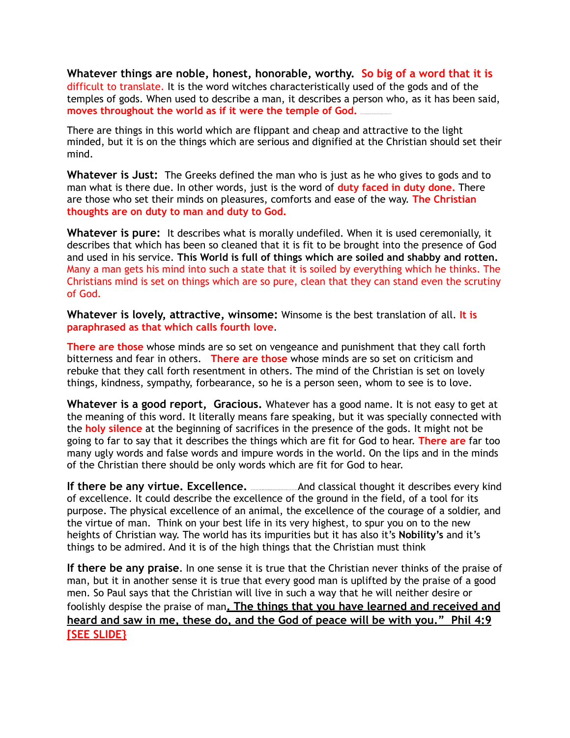**Whatever things are noble, honest, honorable, worthy.** **So big of a word that it is** difficult to translate. It is the word witches characteristically used of the gods and of the temples of gods. When used to describe a man, it describes a person who, as it has been said, **moves throughout the world as if it were the temple of God.**

There are things in this world which are flippant and cheap and attractive to the light minded, but it is on the things which are serious and dignified at the Christian should set their mind.

**Whatever is Just:** The Greeks defined the man who is just as he who gives to gods and to man what is there due. In other words, just is the word of **duty faced in duty done.** There are those who set their minds on pleasures, comforts and ease of the way. **The Christian thoughts are on duty to man and duty to God.**

**Whatever is pure:** It describes what is morally undefiled. When it is used ceremonially, it describes that which has been so cleaned that it is fit to be brought into the presence of God and used in his service. **This World is full of things which are soiled and shabby and rotten.** Many a man gets his mind into such a state that it is soiled by everything which he thinks. The Christians mind is set on things which are so pure, clean that they can stand even the scrutiny of God.

**Whatever is lovely, attractive, winsome:** Winsome is the best translation of all. **It is paraphrased as that which calls fourth love**.

**There are those** whose minds are so set on vengeance and punishment that they call forth bitterness and fear in others. **There are those** whose minds are so set on criticism and rebuke that they call forth resentment in others. The mind of the Christian is set on lovely things, kindness, sympathy, forbearance, so he is a person seen, whom to see is to love.

**Whatever is a good report, Gracious.** Whatever has a good name. It is not easy to get at the meaning of this word. It literally means fare speaking, but it was specially connected with the **holy silence** at the beginning of sacrifices in the presence of the gods. It might not be going to far to say that it describes the things which are fit for God to hear. **There are** far too many ugly words and false words and impure words in the world. On the lips and in the minds of the Christian there should be only words which are fit for God to hear.

**If there be any virtue. Excellence.** And classical thought it describes every kind of excellence. It could describe the excellence of the ground in the field, of a tool for its purpose. The physical excellence of an animal, the excellence of the courage of a soldier, and the virtue of man. Think on your best life in its very highest, to spur you on to the new heights of Christian way. The world has its impurities but it has also it's **Nobility's** and it's things to be admired. And it is of the high things that the Christian must think

**If there be any praise**. In one sense it is true that the Christian never thinks of the praise of man, but it in another sense it is true that every good man is uplifted by the praise of a good men. So Paul says that the Christian will live in such a way that he will neither desire or foolishly despise the praise of man**. The things that you have learned and received and heard and saw in me, these do, and the God of peace will be with you." Phil 4:9 [SEE SLIDE}**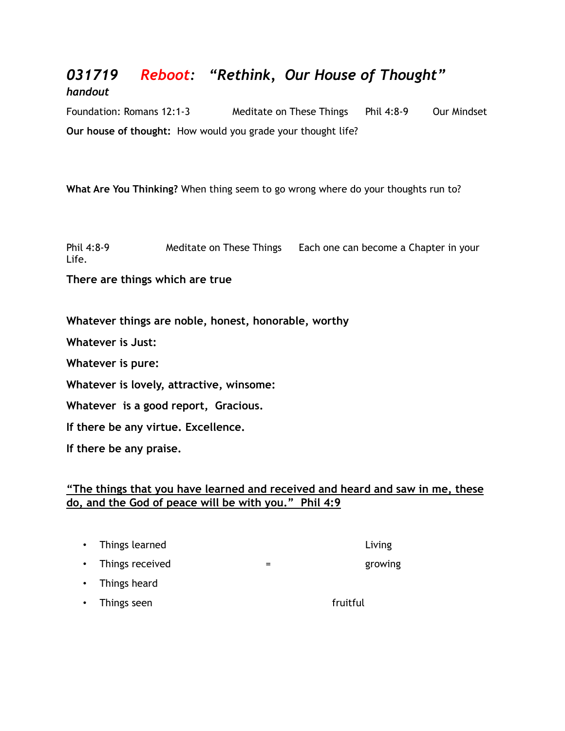# *031719 Reboot: "Rethink, Our House of Thought"*

***handout***

Foundation: Romans 12:1-3 Meditate on These Things Phil 4:8-9 Our Mindset

**Our house of thought:** How would you grade your thought life?

**What Are You Thinking?** When thing seem to go wrong where do your thoughts run to?

Phil 4:8-9 Meditate on These Things Each one can become a Chapter in your Life.

**There are things which are true**

**Whatever things are noble, honest, honorable, worthy**

**Whatever is Just:**

**Whatever is pure:**

**Whatever is lovely, attractive, winsome:**

**Whatever is a good report, Gracious.**

**If there be any virtue. Excellence.**

**If there be any praise.**

<u>**"The things that you have learned and received and heard and saw in me, these do, and the God of peace will be with you." Phil 4:9**</u>

- Things learned
- Things received
- Things heard
- Things seen

= Living growing fruitful